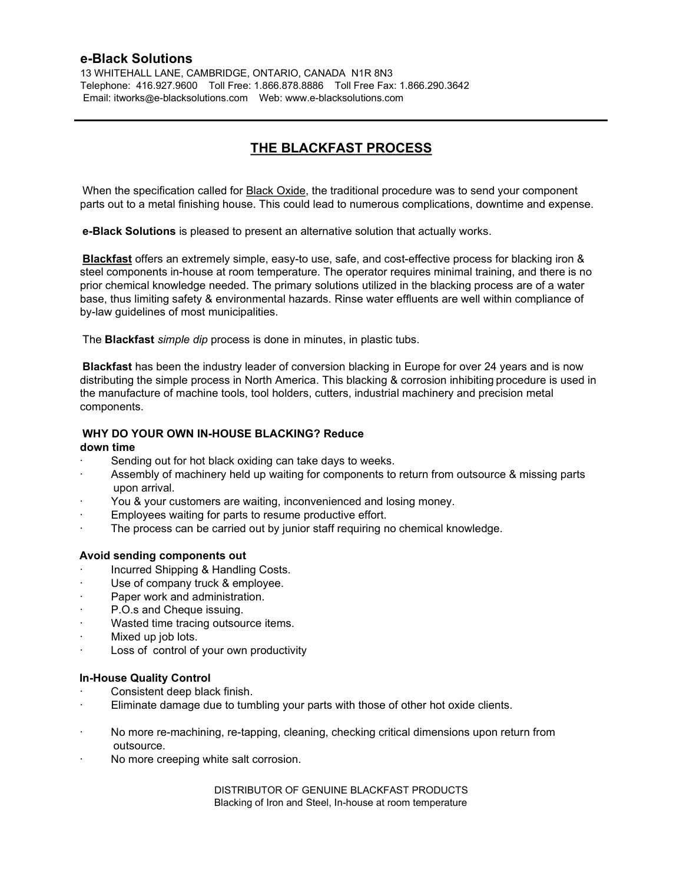**e-Black Solutions**

13 WHITEHALL LANE, CAMBRIDGE, ONTARIO, CANADA N1R 8N3
Telephone: 416.927.9600 Toll Free: 1.866.878.8886 Toll Free Fax: 1.866.290.3642
Email: itworks@e-blacksolutions.com Web: www.e-blacksolutions.com

---

# THE BLACKFAST PROCESS

When the specification called for Black Oxide, the traditional procedure was to send your component parts out to a metal finishing house. This could lead to numerous complications, downtime and expense.

**e-Black Solutions** is pleased to present an alternative solution that actually works.

**Blackfast** offers an extremely simple, easy-to use, safe, and cost-effective process for blacking iron & steel components in-house at room temperature. The operator requires minimal training, and there is no prior chemical knowledge needed. The primary solutions utilized in the blacking process are of a water base, thus limiting safety & environmental hazards. Rinse water effluents are well within compliance of by-law guidelines of most municipalities.

The **Blackfast** *simple dip* process is done in minutes, in plastic tubs.

**Blackfast** has been the industry leader of conversion blacking in Europe for over 24 years and is now distributing the simple process in North America. This blacking & corrosion inhibiting procedure is used in the manufacture of machine tools, tool holders, cutters, industrial machinery and precision metal components.

**WHY DO YOUR OWN IN-HOUSE BLACKING? Reduce down time**

- Sending out for hot black oxiding can take days to weeks.
- Assembly of machinery held up waiting for components to return from outsource & missing parts upon arrival.
- You & your customers are waiting, inconvenienced and losing money.
- Employees waiting for parts to resume productive effort.
- The process can be carried out by junior staff requiring no chemical knowledge.

**Avoid sending components out**

- Incurred Shipping & Handling Costs.
- Use of company truck & employee.
- Paper work and administration.
- P.O.s and Cheque issuing.
- Wasted time tracing outsource items.
- Mixed up job lots.
- Loss of control of your own productivity

**In-House Quality Control**

- Consistent deep black finish.
- Eliminate damage due to tumbling your parts with those of other hot oxide clients.
- No more re-machining, re-tapping, cleaning, checking critical dimensions upon return from outsource.
- No more creeping white salt corrosion.

DISTRIBUTOR OF GENUINE BLACKFAST PRODUCTS
Blacking of Iron and Steel, In-house at room temperature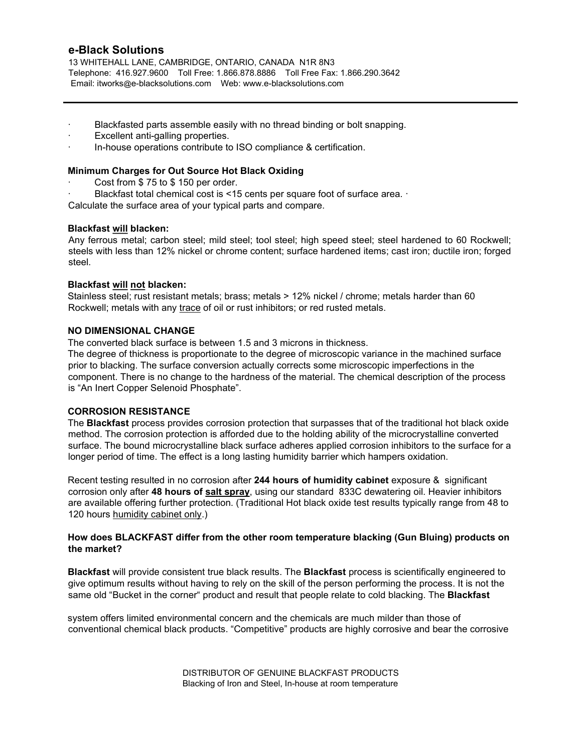- Blackfasted parts assemble easily with no thread binding or bolt snapping.
- Excellent anti-galling properties.
- In-house operations contribute to ISO compliance & certification.

**Minimum Charges for Out Source Hot Black Oxiding**

- Cost from $ 75 to $ 150 per order.
- Blackfast total chemical cost is <15 cents per square foot of surface area. ·

Calculate the surface area of your typical parts and compare.

**Blackfast <u>will</u> blacken:**

Any ferrous metal; carbon steel; mild steel; tool steel; high speed steel; steel hardened to 60 Rockwell; steels with less than 12% nickel or chrome content; surface hardened items; cast iron; ductile iron; forged steel.

**Blackfast <u>will</u> <u>not</u> blacken:**

Stainless steel; rust resistant metals; brass; metals > 12% nickel / chrome; metals harder than 60 Rockwell; metals with any <u>trace</u> of oil or rust inhibitors; or red rusted metals.

**NO DIMENSIONAL CHANGE**

The converted black surface is between 1.5 and 3 microns in thickness.
The degree of thickness is proportionate to the degree of microscopic variance in the machined surface prior to blacking. The surface conversion actually corrects some microscopic imperfections in the component. There is no change to the hardness of the material. The chemical description of the process is "An Inert Copper Selenoid Phosphate".

**CORROSION RESISTANCE**

The **Blackfast** process provides corrosion protection that surpasses that of the traditional hot black oxide method. The corrosion protection is afforded due to the holding ability of the microcrystalline converted surface. The bound microcrystalline black surface adheres applied corrosion inhibitors to the surface for a longer period of time. The effect is a long lasting humidity barrier which hampers oxidation.

Recent testing resulted in no corrosion after **244 hours of humidity cabinet** exposure & significant corrosion only after **48 hours of <u>salt spray</u>**, using our standard 833C dewatering oil. Heavier inhibitors are available offering further protection. (Traditional Hot black oxide test results typically range from 48 to 120 hours <u>humidity cabinet only</u>.)

**How does BLACKFAST differ from the other room temperature blacking (Gun Bluing) products on the market?**

**Blackfast** will provide consistent true black results. The **Blackfast** process is scientifically engineered to give optimum results without having to rely on the skill of the person performing the process. It is not the same old "Bucket in the corner" product and result that people relate to cold blacking. The **Blackfast**

system offers limited environmental concern and the chemicals are much milder than those of conventional chemical black products. "Competitive" products are highly corrosive and bear the corrosive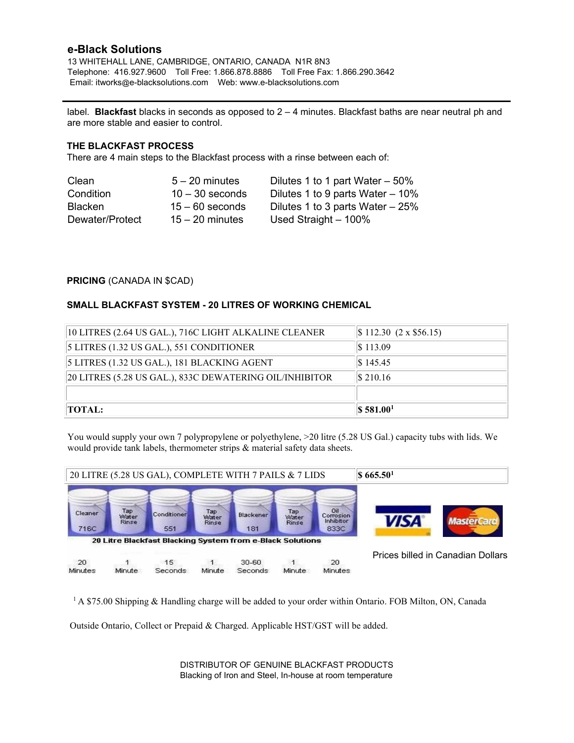## e-Black Solutions

13 WHITEHALL LANE, CAMBRIDGE, ONTARIO, CANADA N1R 8N3
Telephone: 416.927.9600 Toll Free: 1.866.878.8886 Toll Free Fax: 1.866.290.3642
Email: itworks@e-blacksolutions.com Web: www.e-blacksolutions.com

label. **Blackfast** blacks in seconds as opposed to 2 – 4 minutes. Blackfast baths are near neutral ph and are more stable and easier to control.

### THE BLACKFAST PROCESS

There are 4 main steps to the Blackfast process with a rinse between each of:

| | | |
|---|---|---|
| Clean | 5 – 20 minutes | Dilutes 1 to 1 part Water – 50% |
| Condition | 10 – 30 seconds | Dilutes 1 to 9 parts Water – 10% |
| Blacken | 15 – 60 seconds | Dilutes 1 to 3 parts Water – 25% |
| Dewater/Protect | 15 – 20 minutes | Used Straight – 100% |

**PRICING** (CANADA IN $CAD)

### SMALL BLACKFAST SYSTEM - 20 LITRES OF WORKING CHEMICAL

| | |
|---|---|
| 10 LITRES (2.64 US GAL.), 716C LIGHT ALKALINE CLEANER | $ 112.30 (2 x $56.15) |
| 5 LITRES (1.32 US GAL.), 551 CONDITIONER | $ 113.09 |
| 5 LITRES (1.32 US GAL.), 181 BLACKING AGENT | $ 145.45 |
| 20 LITRES (5.28 US GAL.), 833C DEWATERING OIL/INHIBITOR | $ 210.16 |
| | |
| **TOTAL:** | **$ 581.00**[1] |

You would supply your own 7 polypropylene or polyethylene, >20 litre (5.28 US Gal.) capacity tubs with lids. We would provide tank labels, thermometer strips & material safety data sheets.

| | |
|---|---|
| 20 LITRE (5.28 US GAL), COMPLETE WITH 7 PAILS & 7 LIDS | **$ 665.50**[1] |

| Cleaner 716C | Tap Water Rinse | Conditioner 551 | Tap Water Rinse | Blackener 181 | Tap Water Rinse | Oil Corrosion Inhibitor 833C |
|---|---|---|---|---|---|---|
| 20 Minutes | 1 Minute | 15 Seconds | 1 Minute | 30-60 Seconds | 1 Minute | 20 Minutes |

20 Litre Blackfast Blacking System from e-Black Solutions

VISA MasterCard

Prices billed in Canadian Dollars

[1] A $75.00 Shipping & Handling charge will be added to your order within Ontario. FOB Milton, ON, Canada

Outside Ontario, Collect or Prepaid & Charged. Applicable HST/GST will be added.

DISTRIBUTOR OF GENUINE BLACKFAST PRODUCTS
Blacking of Iron and Steel, In-house at room temperature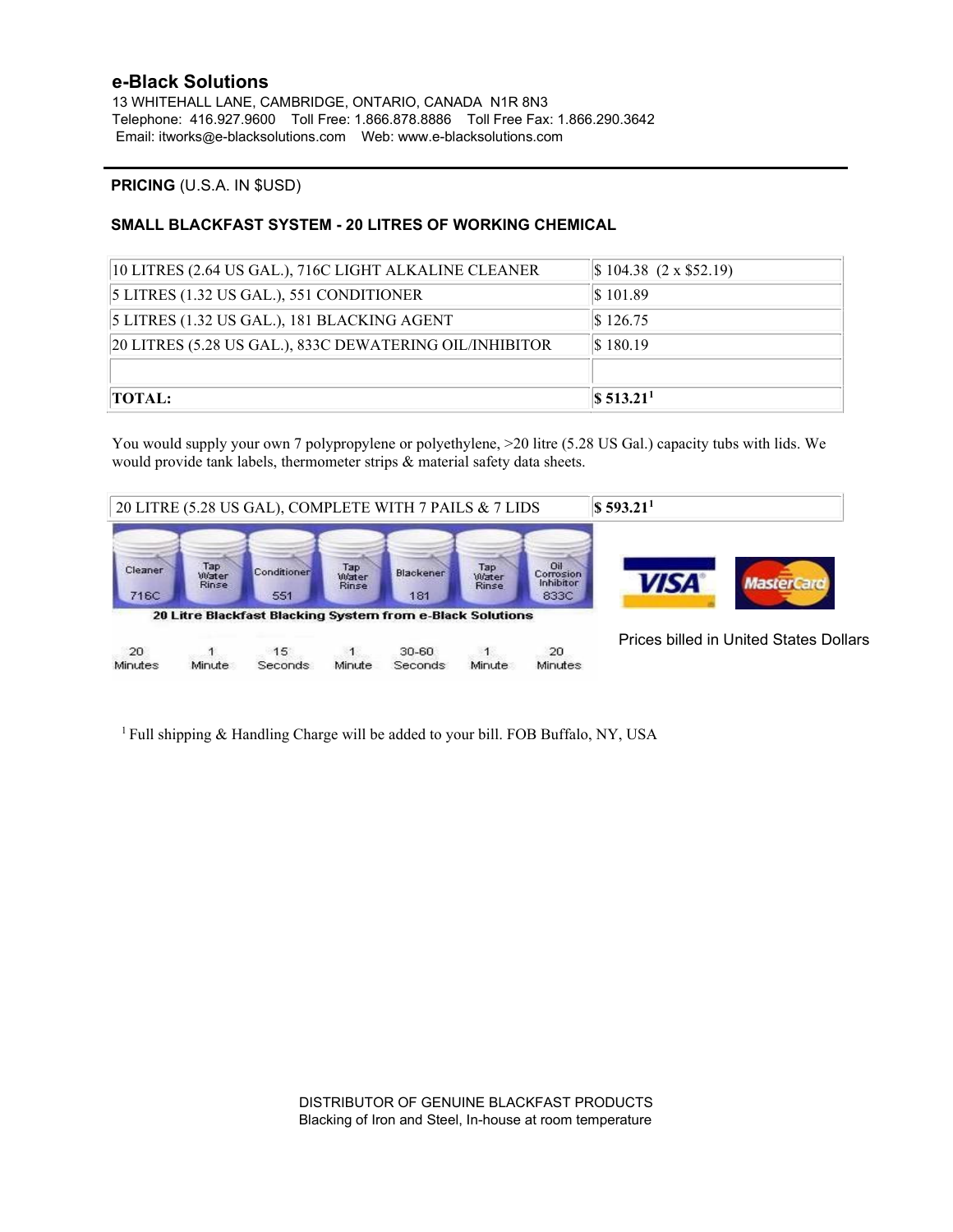## e-Black Solutions

13 WHITEHALL LANE, CAMBRIDGE, ONTARIO, CANADA N1R 8N3
Telephone: 416.927.9600 Toll Free: 1.866.878.8886 Toll Free Fax: 1.866.290.3642
Email: itworks@e-blacksolutions.com Web: www.e-blacksolutions.com

**PRICING** (U.S.A. IN $USD)

### SMALL BLACKFAST SYSTEM - 20 LITRES OF WORKING CHEMICAL

| | |
|---|---|
| 10 LITRES (2.64 US GAL.), 716C LIGHT ALKALINE CLEANER | $ 104.38 (2 x $52.19) |
| 5 LITRES (1.32 US GAL.), 551 CONDITIONER | $ 101.89 |
| 5 LITRES (1.32 US GAL.), 181 BLACKING AGENT | $ 126.75 |
| 20 LITRES (5.28 US GAL.), 833C DEWATERING OIL/INHIBITOR | $ 180.19 |
| | |
| **TOTAL:** | **$ 513.21**[1] |

You would supply your own 7 polypropylene or polyethylene, >20 litre (5.28 US Gal.) capacity tubs with lids. We would provide tank labels, thermometer strips & material safety data sheets.

| | |
|---|---|
| 20 LITRE (5.28 US GAL), COMPLETE WITH 7 PAILS & 7 LIDS | **$ 593.21**[1] |

Cleaner 716C — 20 Minutes
Tap Water Rinse — 1 Minute
Conditioner 551 — 15 Seconds
Tap Water Rinse — 1 Minute
Blackener 181 — 30-60 Seconds
Tap Water Rinse — 1 Minute
Oil Corrosion Inhibitor 833C — 20 Minutes

20 Litre Blackfast Blacking System from e-Black Solutions

VISA MasterCard

Prices billed in United States Dollars

[1] Full shipping & Handling Charge will be added to your bill. FOB Buffalo, NY, USA

DISTRIBUTOR OF GENUINE BLACKFAST PRODUCTS
Blacking of Iron and Steel, In-house at room temperature